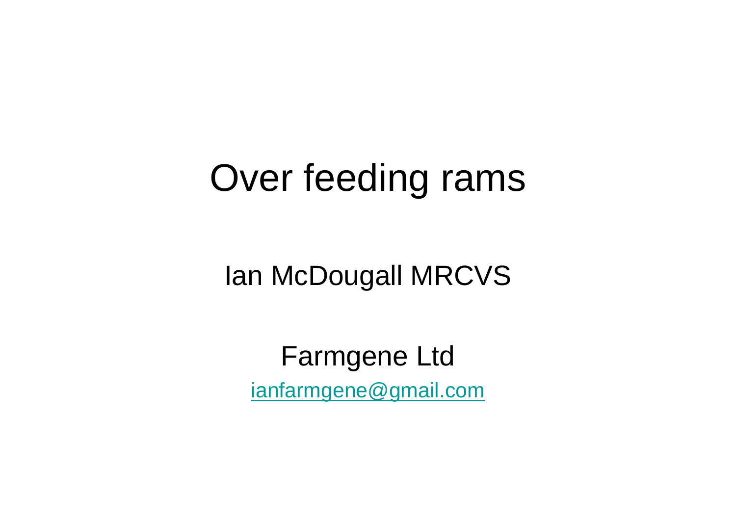# Over feeding rams

Ian McDougall MRCVS

Farmgene Ltd

ianfarmgene@gmail.com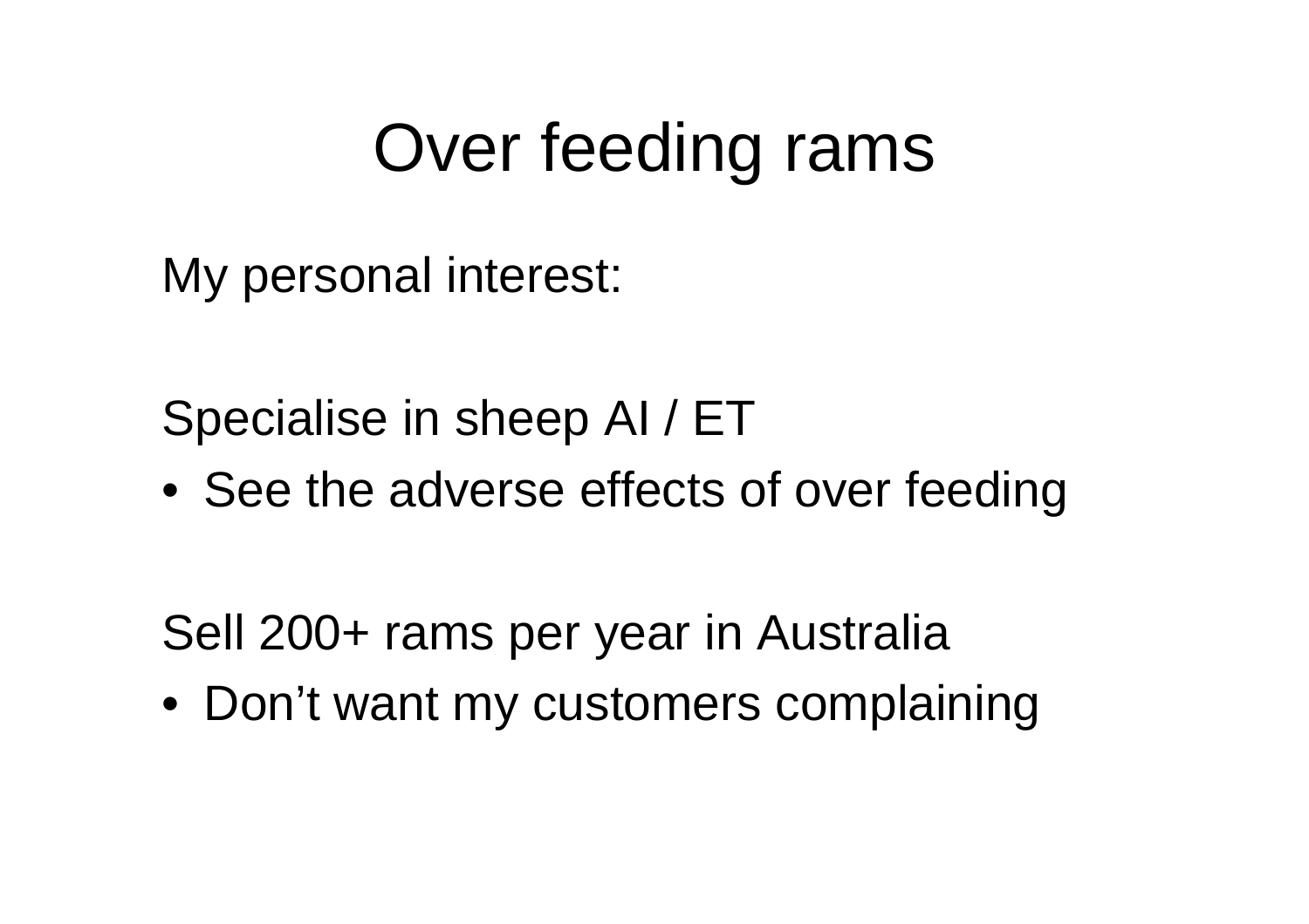# Over feeding rams

My personal interest:

Specialise in sheep AI / ET

- See the adverse effects of over feeding

Sell 200+ rams per year in Australia

- Don’t want my customers complaining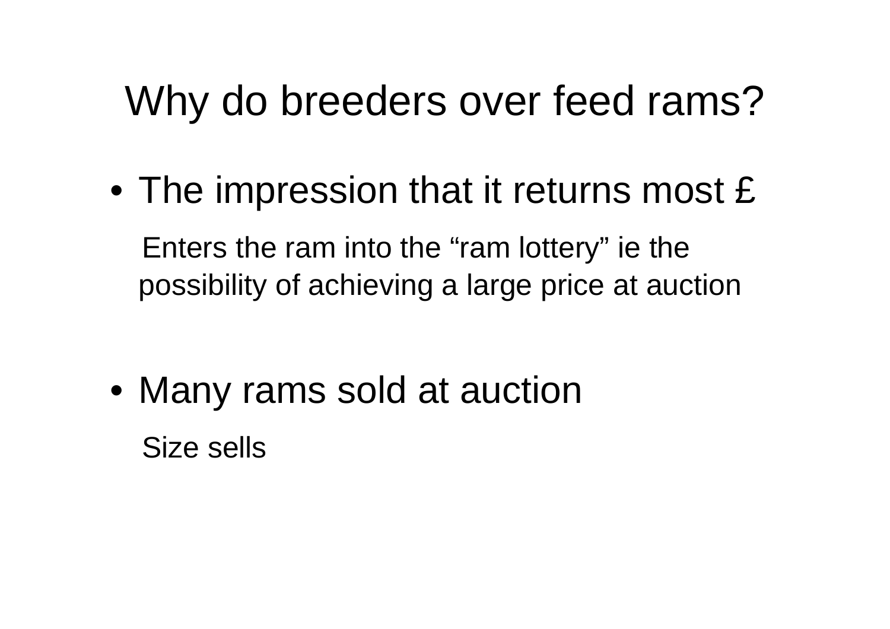# Why do breeders over feed rams?

- The impression that it returns most £

  Enters the ram into the "ram lottery" ie the possibility of achieving a large price at auction

- Many rams sold at auction

  Size sells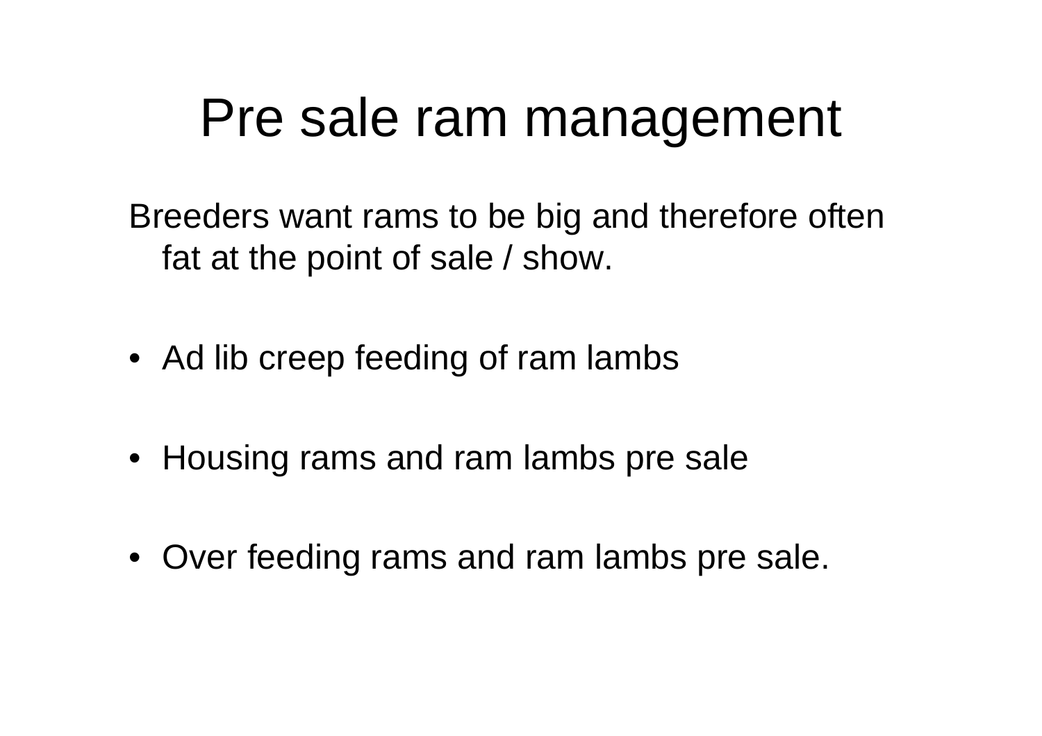# Pre sale ram management

Breeders want rams to be big and therefore often fat at the point of sale / show.

- Ad lib creep feeding of ram lambs
- Housing rams and ram lambs pre sale
- Over feeding rams and ram lambs pre sale.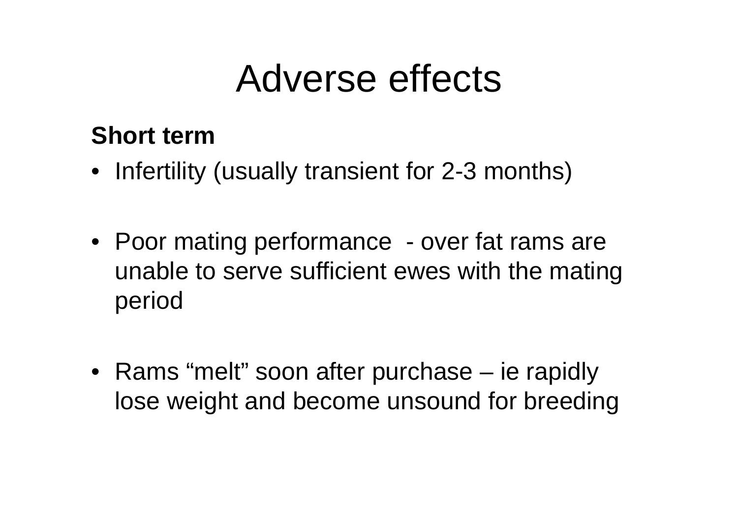# Adverse effects

**Short term**

- Infertility (usually transient for 2-3 months)
- Poor mating performance - over fat rams are unable to serve sufficient ewes with the mating period
- Rams "melt" soon after purchase – ie rapidly lose weight and become unsound for breeding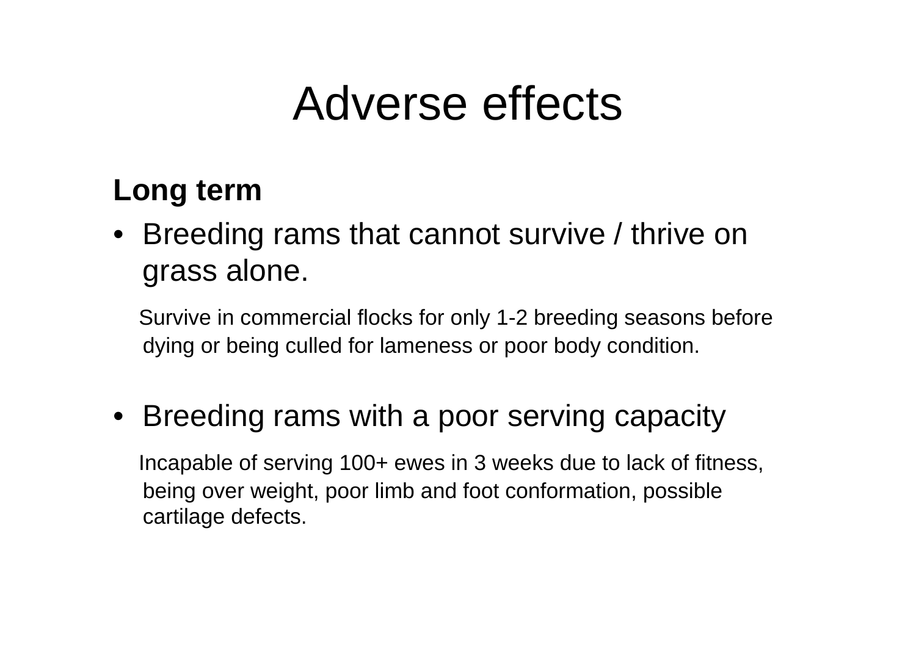# Adverse effects

**Long term**

- Breeding rams that cannot survive / thrive on grass alone.

  Survive in commercial flocks for only 1-2 breeding seasons before dying or being culled for lameness or poor body condition.

- Breeding rams with a poor serving capacity

  Incapable of serving 100+ ewes in 3 weeks due to lack of fitness, being over weight, poor limb and foot conformation, possible cartilage defects.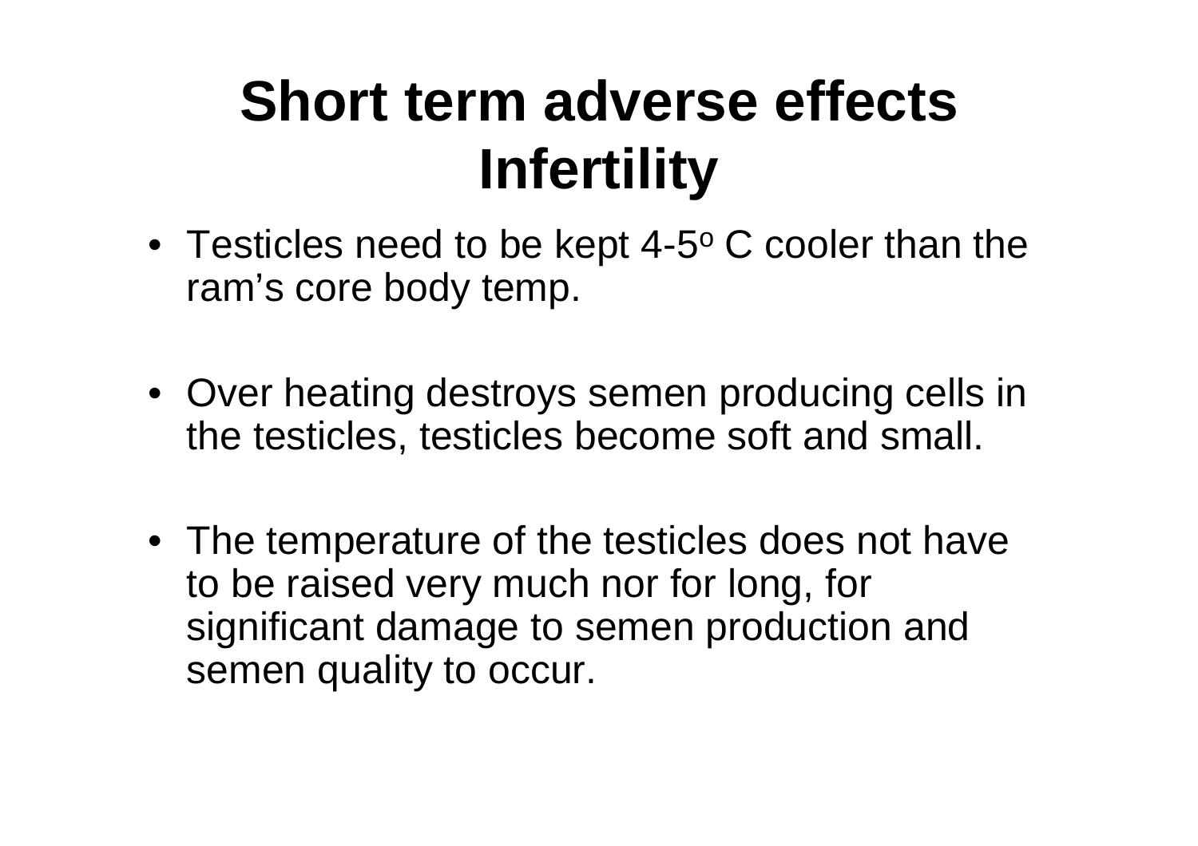# Short term adverse effects Infertility

- Testicles need to be kept 4-5$^{o}$ C cooler than the ram's core body temp.

- Over heating destroys semen producing cells in the testicles, testicles become soft and small.

- The temperature of the testicles does not have to be raised very much nor for long, for significant damage to semen production and semen quality to occur.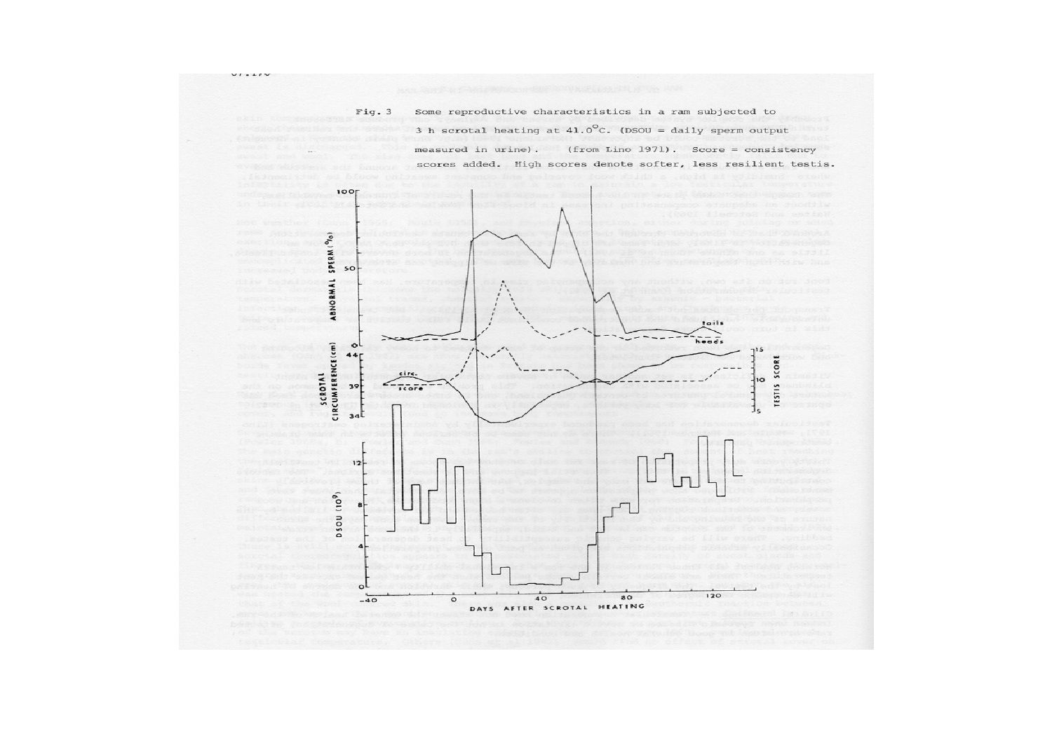Fig. 3 Some reproductive characteristics in a ram subjected to 3 h scrotal heating at 41.0°C. (DSOU = daily sperm output measured in urine). (from Lino 1971). Score = consistency scores added. High scores denote softer, less resilient testis.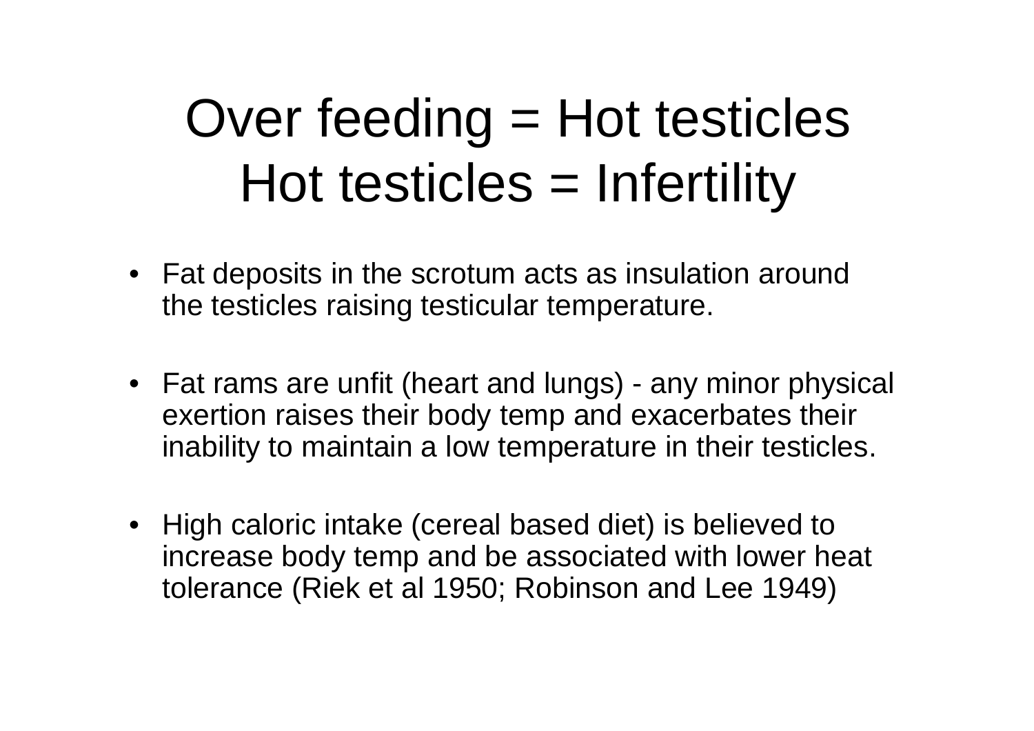# Over feeding = Hot testicles
# Hot testicles = Infertility

- Fat deposits in the scrotum acts as insulation around the testicles raising testicular temperature.

- Fat rams are unfit (heart and lungs) - any minor physical exertion raises their body temp and exacerbates their inability to maintain a low temperature in their testicles.

- High caloric intake (cereal based diet) is believed to increase body temp and be associated with lower heat tolerance (Riek et al 1950; Robinson and Lee 1949)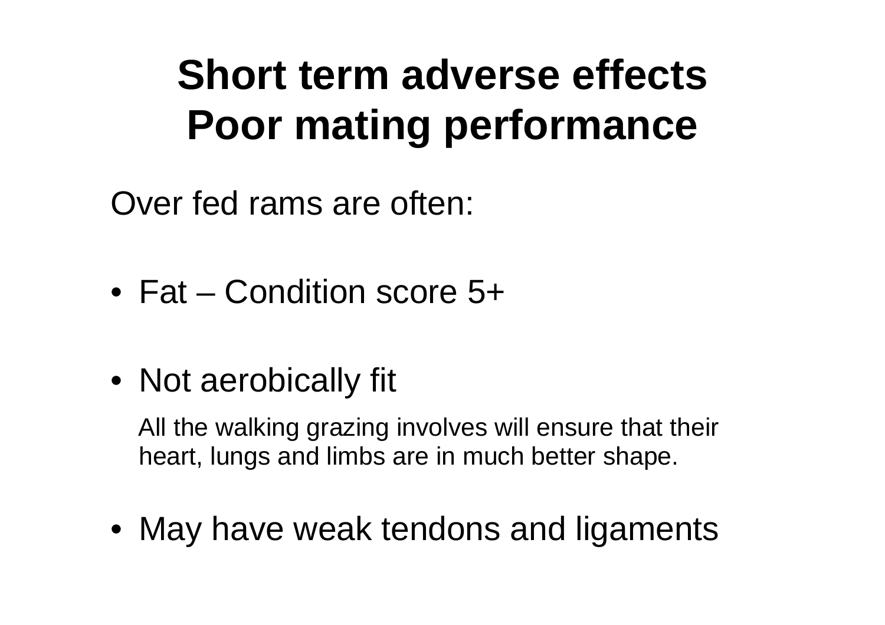# Short term adverse effects
# Poor mating performance

Over fed rams are often:

- Fat – Condition score 5+
- Not aerobically fit

  All the walking grazing involves will ensure that their heart, lungs and limbs are in much better shape.

- May have weak tendons and ligaments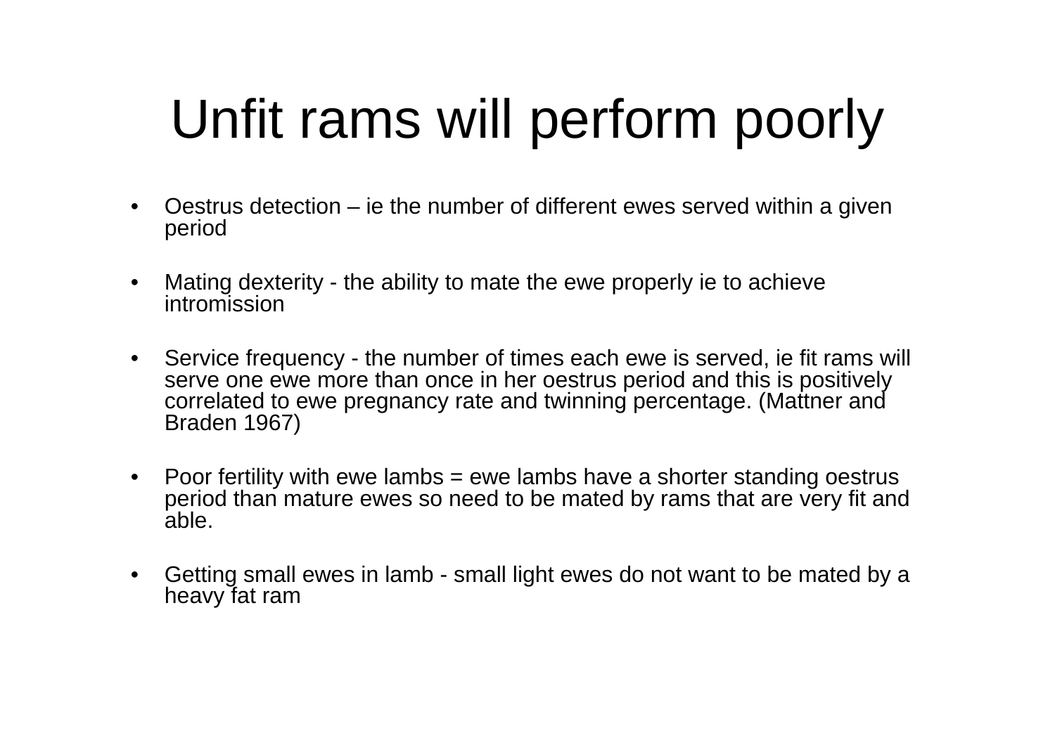# Unfit rams will perform poorly

- Oestrus detection – ie the number of different ewes served within a given period
- Mating dexterity - the ability to mate the ewe properly ie to achieve intromission
- Service frequency - the number of times each ewe is served, ie fit rams will serve one ewe more than once in her oestrus period and this is positively correlated to ewe pregnancy rate and twinning percentage. (Mattner and Braden 1967)
- Poor fertility with ewe lambs = ewe lambs have a shorter standing oestrus period than mature ewes so need to be mated by rams that are very fit and able.
- Getting small ewes in lamb - small light ewes do not want to be mated by a heavy fat ram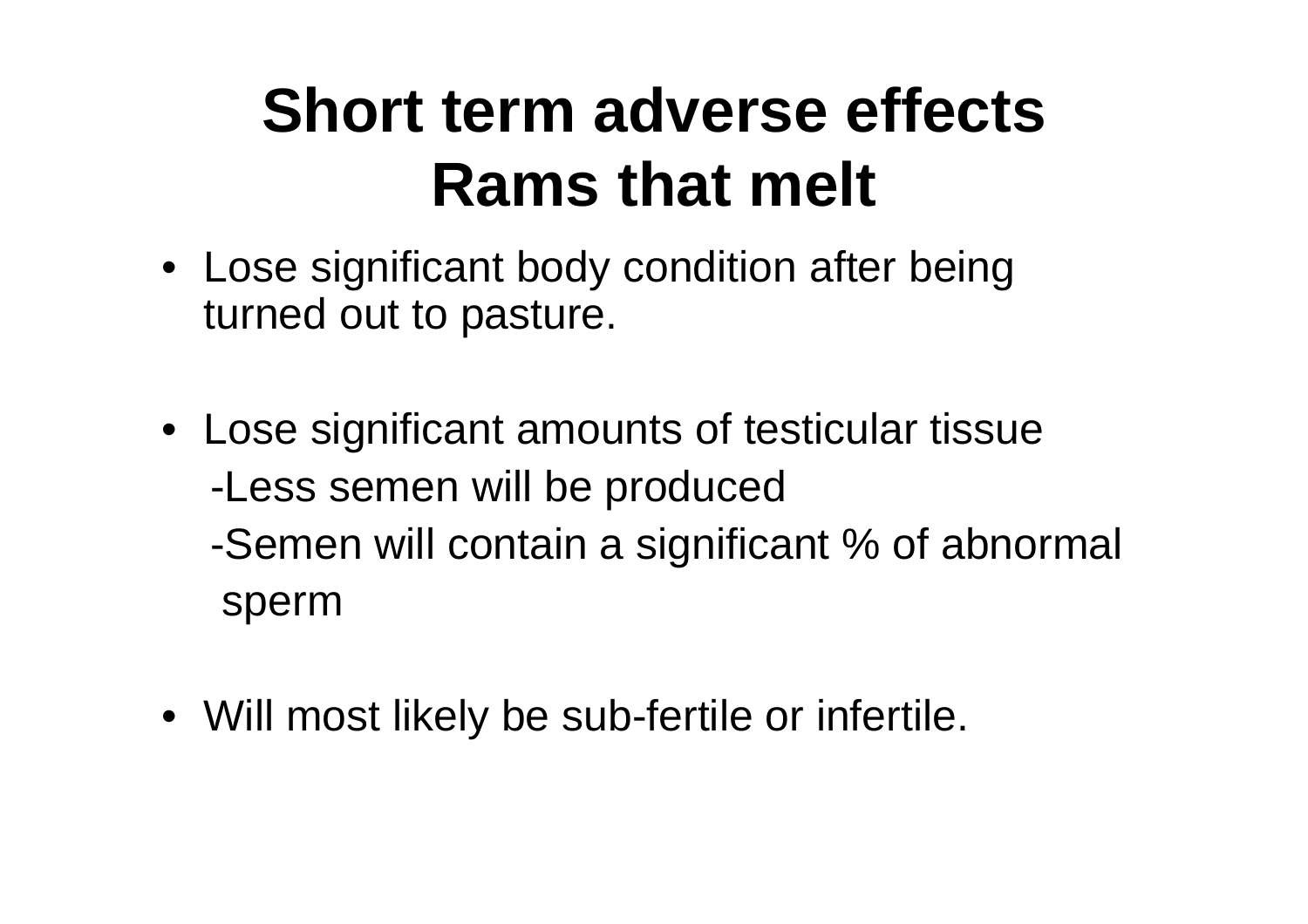# Short term adverse effects Rams that melt

- Lose significant body condition after being turned out to pasture.

- Lose significant amounts of testicular tissue
  - -Less semen will be produced
  - -Semen will contain a significant % of abnormal sperm

- Will most likely be sub-fertile or infertile.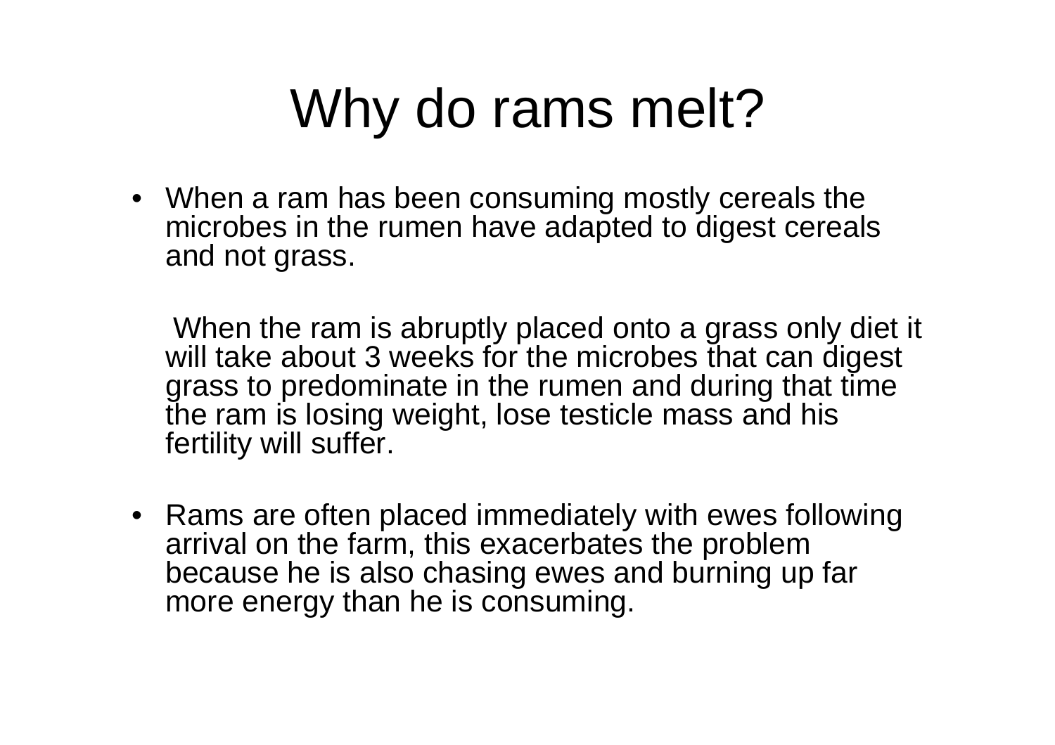# Why do rams melt?

- When a ram has been consuming mostly cereals the microbes in the rumen have adapted to digest cereals and not grass.

  When the ram is abruptly placed onto a grass only diet it will take about 3 weeks for the microbes that can digest grass to predominate in the rumen and during that time the ram is losing weight, lose testicle mass and his fertility will suffer.

- Rams are often placed immediately with ewes following arrival on the farm, this exacerbates the problem because he is also chasing ewes and burning up far more energy than he is consuming.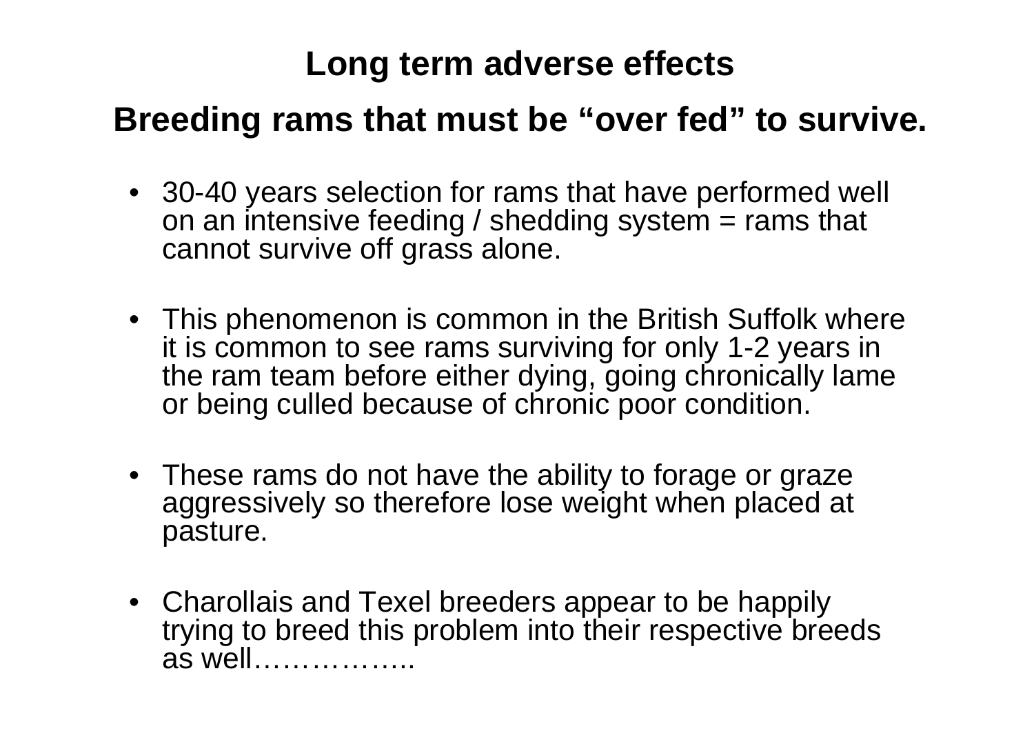## Long term adverse effects

## Breeding rams that must be “over fed” to survive.

- 30-40 years selection for rams that have performed well on an intensive feeding / shedding system = rams that cannot survive off grass alone.
- This phenomenon is common in the British Suffolk where it is common to see rams surviving for only 1-2 years in the ram team before either dying, going chronically lame or being culled because of chronic poor condition.
- These rams do not have the ability to forage or graze aggressively so therefore lose weight when placed at pasture.
- Charollais and Texel breeders appear to be happily trying to breed this problem into their respective breeds as well……………..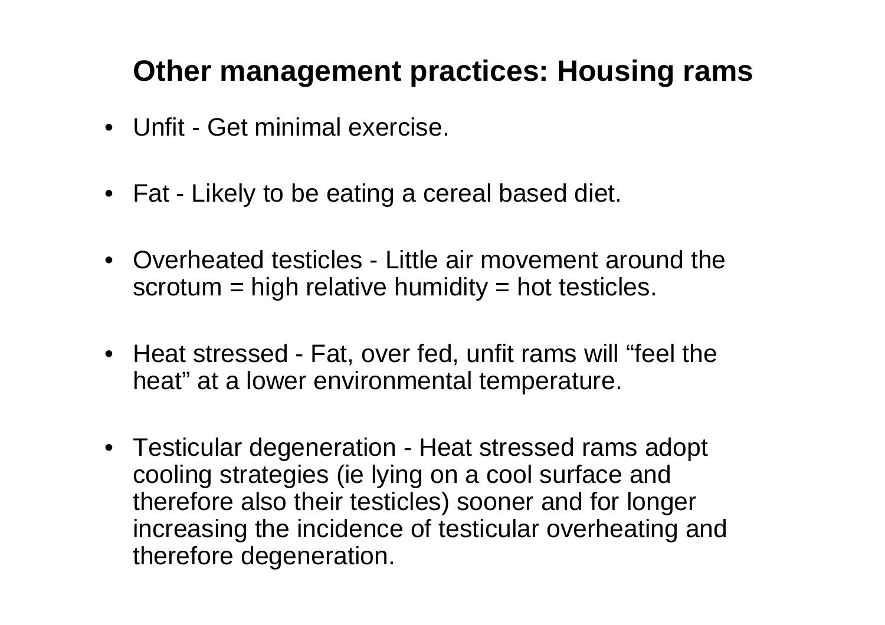## Other management practices: Housing rams

- Unfit - Get minimal exercise.
- Fat - Likely to be eating a cereal based diet.
- Overheated testicles - Little air movement around the scrotum = high relative humidity = hot testicles.
- Heat stressed - Fat, over fed, unfit rams will “feel the heat” at a lower environmental temperature.
- Testicular degeneration - Heat stressed rams adopt cooling strategies (ie lying on a cool surface and therefore also their testicles) sooner and for longer increasing the incidence of testicular overheating and therefore degeneration.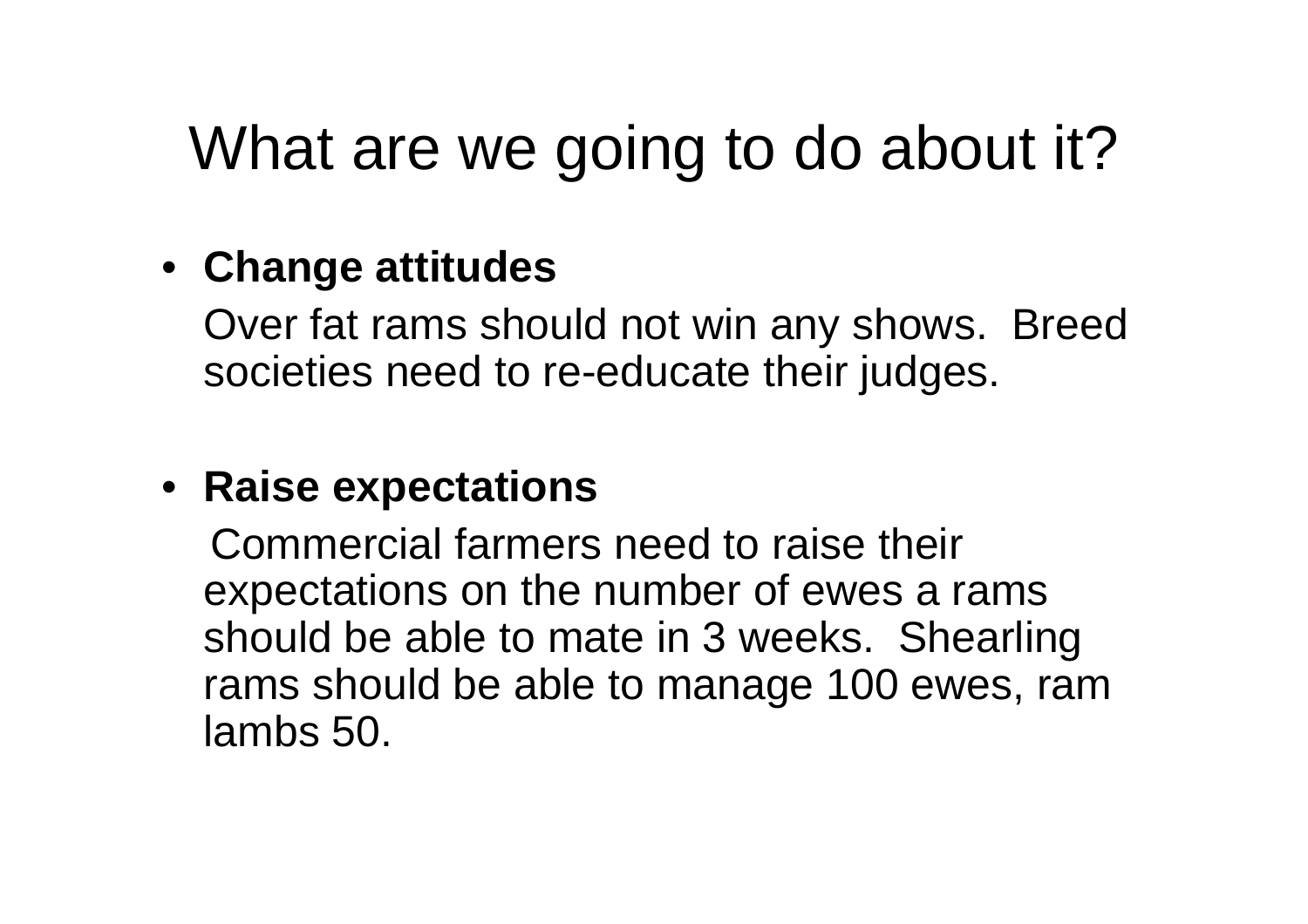# What are we going to do about it?

- **Change attitudes**

  Over fat rams should not win any shows. Breed societies need to re-educate their judges.

- **Raise expectations**

  Commercial farmers need to raise their expectations on the number of ewes a rams should be able to mate in 3 weeks. Shearling rams should be able to manage 100 ewes, ram lambs 50.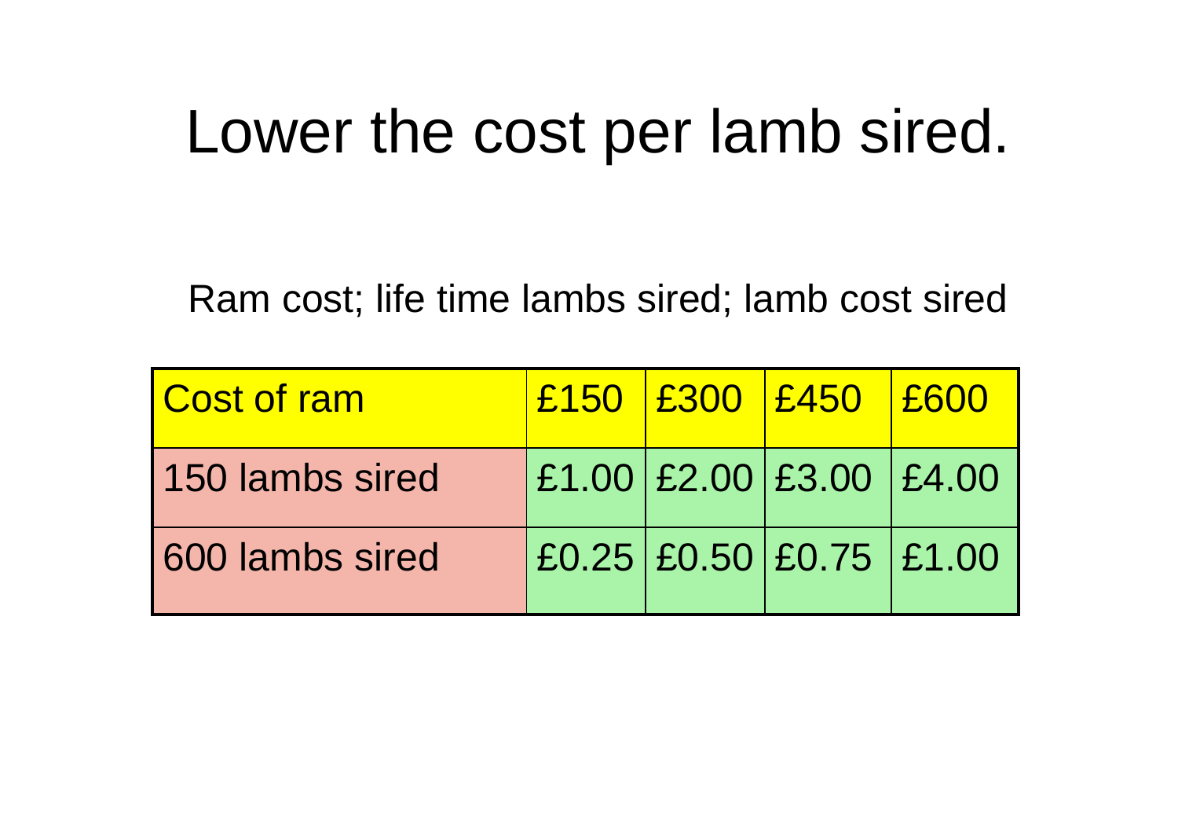# Lower the cost per lamb sired.

Ram cost; life time lambs sired; lamb cost sired

| Cost of ram | £150 | £300 | £450 | £600 |
|---|---|---|---|---|
| 150 lambs sired | £1.00 | £2.00 | £3.00 | £4.00 |
| 600 lambs sired | £0.25 | £0.50 | £0.75 | £1.00 |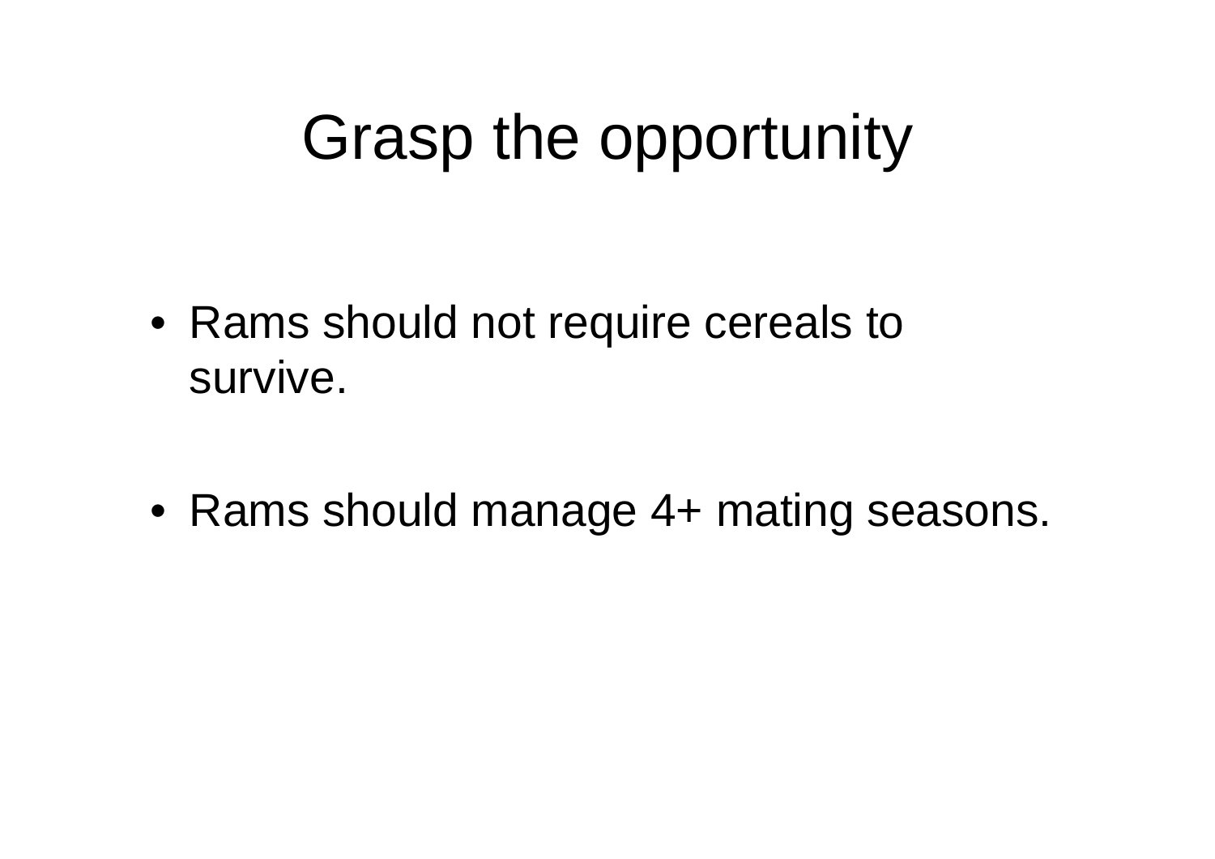# Grasp the opportunity

- Rams should not require cereals to survive.
- Rams should manage 4+ mating seasons.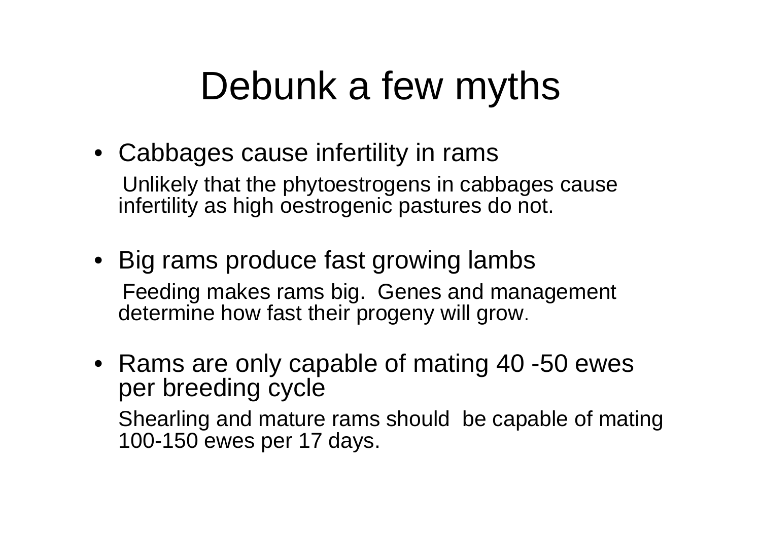# Debunk a few myths

- Cabbages cause infertility in rams

  Unlikely that the phytoestrogens in cabbages cause infertility as high oestrogenic pastures do not.

- Big rams produce fast growing lambs

  Feeding makes rams big. Genes and management determine how fast their progeny will grow.

- Rams are only capable of mating 40 -50 ewes per breeding cycle

  Shearling and mature rams should be capable of mating 100-150 ewes per 17 days.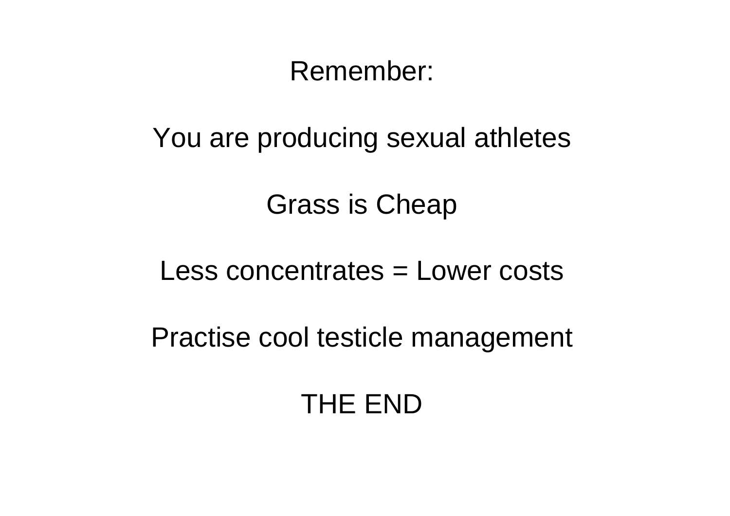Remember:

You are producing sexual athletes

Grass is Cheap

Less concentrates = Lower costs

Practise cool testicle management

THE END